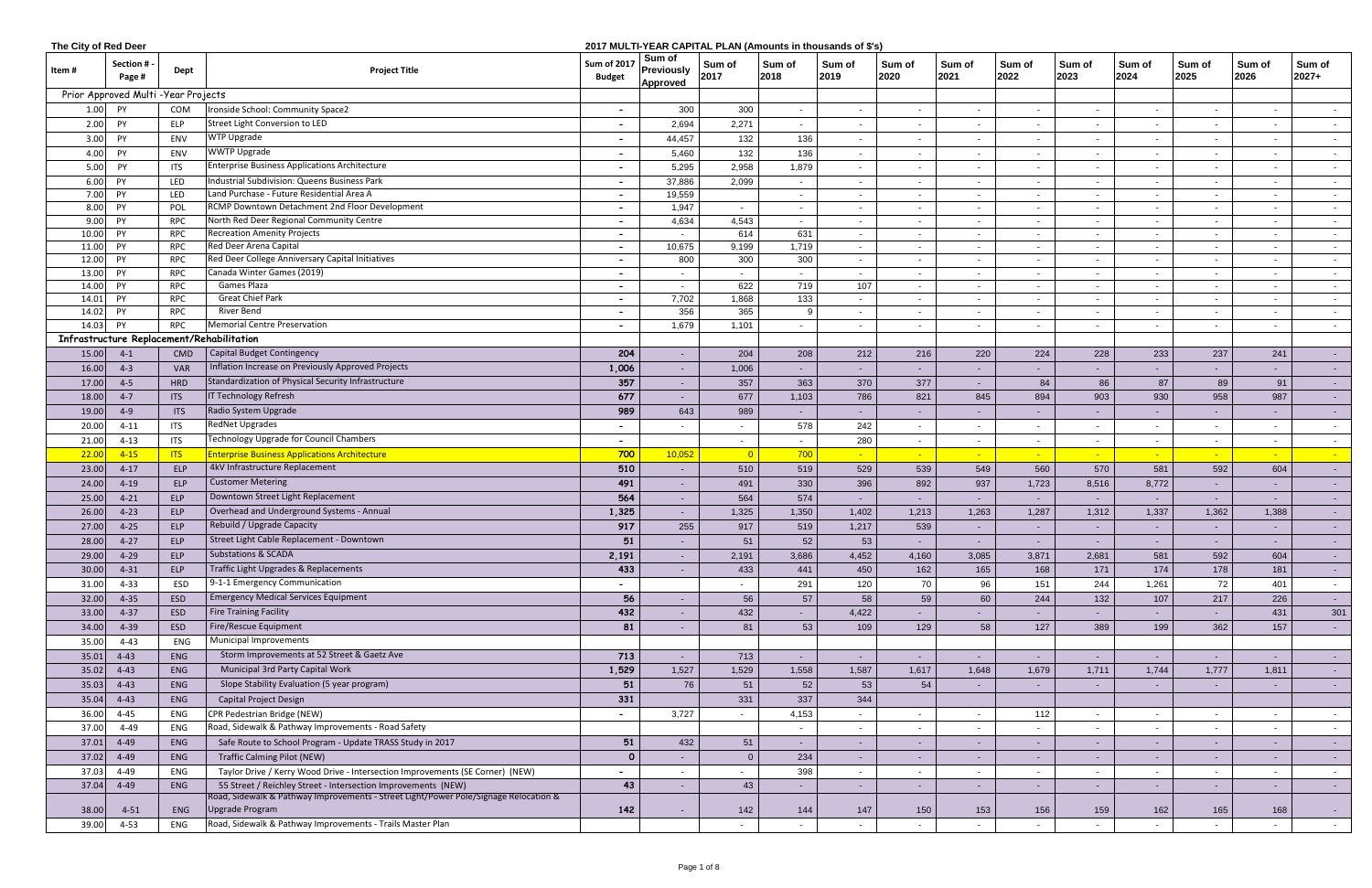The City of Red Deer

**2017 MULTI-YEAR CAPITAL PLAN (Amounts in thousands of $'s)**

| Item # | Section # - Page # | Dept | Project Title | Sum of 2017 Budget | Sum of Previously Approved | Sum of 2017 | Sum of 2018 | Sum of 2019 | Sum of 2020 | Sum of 2021 | Sum of 2022 | Sum of 2023 | Sum of 2024 | Sum of 2025 | Sum of 2026 | Sum of 2027+ |
|---|---|---|---|---|---|---|---|---|---|---|---|---|---|---|---|---|
| Prior Approved Multi -Year Projects | | | | | | | | | | | | | | | | |
| 1.00 | PY | COM | Ironside School: Community Space2 | - | 300 | 300 | - | - | - | - | - | - | - | - | - | - |
| 2.00 | PY | ELP | Street Light Conversion to LED | - | 2,694 | 2,271 | - | - | - | - | - | - | - | - | - | - |
| 3.00 | PY | ENV | WTP Upgrade | - | 44,457 | 132 | 136 | - | - | - | - | - | - | - | - | - |
| 4.00 | PY | ENV | WWTP Upgrade | - | 5,460 | 132 | 136 | - | - | - | - | - | - | - | - | - |
| 5.00 | PY | ITS | Enterprise Business Applications Architecture | - | 5,295 | 2,958 | 1,879 | - | - | - | - | - | - | - | - | - |
| 6.00 | PY | LED | Industrial Subdivision: Queens Business Park | - | 37,886 | 2,099 | - | - | - | - | - | - | - | - | - | - |
| 7.00 | PY | LED | Land Purchase - Future Residential Area A | - | 19,559 | | - | - | - | - | - | - | - | - | - | - |
| 8.00 | PY | POL | RCMP Downtown Detachment 2nd Floor Development | - | 1,947 | - | - | - | - | - | - | - | - | - | - | - |
| 9.00 | PY | RPC | North Red Deer Regional Community Centre | - | 4,634 | 4,543 | - | - | - | - | - | - | - | - | - | - |
| 10.00 | PY | RPC | Recreation Amenity Projects | - | - | 614 | 631 | - | - | - | - | - | - | - | - | - |
| 11.00 | PY | RPC | Red Deer Arena Capital | - | 10,675 | 9,199 | 1,719 | - | - | - | - | - | - | - | - | - |
| 12.00 | PY | RPC | Red Deer College Anniversary Capital Initiatives | - | 800 | 300 | 300 | - | - | - | - | - | - | - | - | - |
| 13.00 | PY | RPC | Canada Winter Games (2019) | - | - | - | - | - | - | - | - | - | - | - | - | - |
| 14.00 | PY | RPC | Games Plaza | - | - | 622 | 719 | 107 | - | - | - | - | - | - | - | - |
| 14.01 | PY | RPC | Great Chief Park | - | 7,702 | 1,868 | 133 | - | - | - | - | - | - | - | - | - |
| 14.02 | PY | RPC | River Bend | - | 356 | 365 | 9 | - | - | - | - | - | - | - | - | - |
| 14.03 | PY | RPC | Memorial Centre Preservation | - | 1,679 | 1,101 | - | - | - | - | - | - | - | - | - | - |
| Infrastructure Replacement/Rehabilitation | | | | | | | | | | | | | | | | |
| 15.00 | 4-1 | CMD | Capital Budget Contingency | 204 | - | 204 | 208 | 212 | 216 | 220 | 224 | 228 | 233 | 237 | 241 | - |
| 16.00 | 4-3 | VAR | Inflation Increase on Previously Approved Projects | 1,006 | - | 1,006 | - | - | - | - | - | - | - | - | - | - |
| 17.00 | 4-5 | HRD | Standardization of Physical Security Infrastructure | 357 | - | 357 | 363 | 370 | 377 | - | 84 | 86 | 87 | 89 | 91 | - |
| 18.00 | 4-7 | ITS | IT Technology Refresh | 677 | - | 677 | 1,103 | 786 | 821 | 845 | 894 | 903 | 930 | 958 | 987 | - |
| 19.00 | 4-9 | ITS | Radio System Upgrade | 989 | 643 | 989 | - | - | - | - | - | - | - | - | - | - |
| 20.00 | 4-11 | ITS | RedNet Upgrades | - | - | - | 578 | 242 | - | - | - | - | - | - | - | - |
| 21.00 | 4-13 | ITS | Technology Upgrade for Council Chambers | - | | - | - | 280 | - | - | - | - | - | - | - | - |
| 22.00 | 4-15 | ITS | Enterprise Business Applications Architecture | 700 | 10,052 | 0 | 700 | - | - | - | - | - | - | - | - | - |
| 23.00 | 4-17 | ELP | 4kV Infrastructure Replacement | 510 | - | 510 | 519 | 529 | 539 | 549 | 560 | 570 | 581 | 592 | 604 | - |
| 24.00 | 4-19 | ELP | Customer Metering | 491 | - | 491 | 330 | 396 | 892 | 937 | 1,723 | 8,516 | 8,772 | - | - | - |
| 25.00 | 4-21 | ELP | Downtown Street Light Replacement | 564 | - | 564 | 574 | - | - | - | - | - | - | - | - | - |
| 26.00 | 4-23 | ELP | Overhead and Underground Systems - Annual | 1,325 | - | 1,325 | 1,350 | 1,402 | 1,213 | 1,263 | 1,287 | 1,312 | 1,337 | 1,362 | 1,388 | - |
| 27.00 | 4-25 | ELP | Rebuild / Upgrade Capacity | 917 | 255 | 917 | 519 | 1,217 | 539 | - | - | - | - | - | - | - |
| 28.00 | 4-27 | ELP | Street Light Cable Replacement - Downtown | 51 | - | 51 | 52 | 53 | - | - | - | - | - | - | - | - |
| 29.00 | 4-29 | ELP | Substations & SCADA | 2,191 | - | 2,191 | 3,686 | 4,452 | 4,160 | 3,085 | 3,871 | 2,681 | 581 | 592 | 604 | - |
| 30.00 | 4-31 | ELP | Traffic Light Upgrades & Replacements | 433 | - | 433 | 441 | 450 | 162 | 165 | 168 | 171 | 174 | 178 | 181 | - |
| 31.00 | 4-33 | ESD | 9-1-1 Emergency Communication | - | | - | 291 | 120 | 70 | 96 | 151 | 244 | 1,261 | 72 | 401 | - |
| 32.00 | 4-35 | ESD | Emergency Medical Services Equipment | 56 | - | 56 | 57 | 58 | 59 | 60 | 244 | 132 | 107 | 217 | 226 | - |
| 33.00 | 4-37 | ESD | Fire Training Facility | 432 | - | 432 | - | 4,422 | - | - | - | - | - | - | 431 | 301 |
| 34.00 | 4-39 | ESD | Fire/Rescue Equipment | 81 | - | 81 | 53 | 109 | 129 | 58 | 127 | 389 | 199 | 362 | 157 | - |
| 35.00 | 4-43 | ENG | Municipal Improvements | | | | | | | | | | | | | |
| 35.01 | 4-43 | ENG | Storm Improvements at 52 Street & Gaetz Ave | 713 | - | 713 | - | - | - | - | - | - | - | - | - | - |
| 35.02 | 4-43 | ENG | Municipal 3rd Party Capital Work | 1,529 | 1,527 | 1,529 | 1,558 | 1,587 | 1,617 | 1,648 | 1,679 | 1,711 | 1,744 | 1,777 | 1,811 | - |
| 35.03 | 4-43 | ENG | Slope Stability Evaluation (5 year program) | 51 | 76 | 51 | 52 | 53 | 54 | - | - | - | - | - | - | - |
| 35.04 | 4-43 | ENG | Capital Project Design | 331 | | 331 | 337 | 344 | | | | | | | | |
| 36.00 | 4-45 | ENG | CPR Pedestrian Bridge (NEW) | - | 3,727 | - | 4,153 | - | - | - | 112 | - | - | - | - | - |
| 37.00 | 4-49 | ENG | Road, Sidewalk & Pathway Improvements - Road Safety | | | | - | - | - | - | - | - | - | - | - | - |
| 37.01 | 4-49 | ENG | Safe Route to School Program - Update TRASS Study in 2017 | 51 | 432 | 51 | - | - | - | - | - | - | - | - | - | - |
| 37.02 | 4-49 | ENG | Traffic Calming Pilot (NEW) | 0 | - | 0 | 234 | - | - | - | - | - | - | - | - | - |
| 37.03 | 4-49 | ENG | Taylor Drive / Kerry Wood Drive - Intersection Improvements (SE Corner) (NEW) | - | - | - | 398 | - | - | - | - | - | - | - | - | - |
| 37.04 | 4-49 | ENG | 55 Street / Reichley Street - Intersection Improvements (NEW) | 43 | - | 43 | - | - | - | - | - | - | - | - | - | - |
| 38.00 | 4-51 | ENG | Road, Sidewalk & Pathway Improvements - Street Light/Power Pole/Signage Relocation & Upgrade Program | 142 | - | 142 | 144 | 147 | 150 | 153 | 156 | 159 | 162 | 165 | 168 | - |
| 39.00 | 4-53 | ENG | Road, Sidewalk & Pathway Improvements - Trails Master Plan | | | - | - | - | - | - | - | - | - | - | - | - |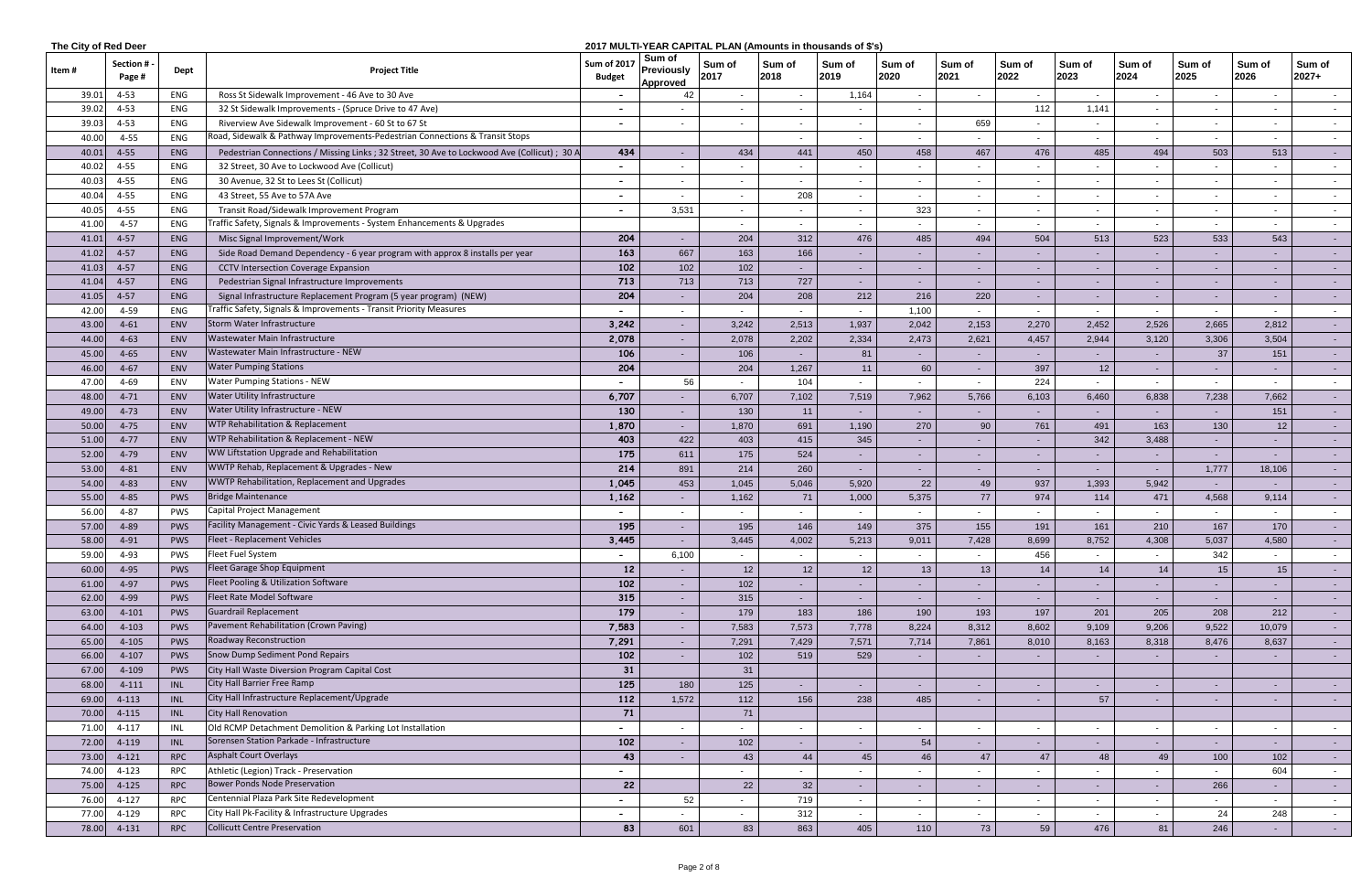The City of Red Deer

2017 MULTI-YEAR CAPITAL PLAN (Amounts in thousands of $'s)

| Item # | Section # - Page # | Dept | Project Title | Sum of 2017 Budget | Sum of Previously Approved | Sum of 2017 | Sum of 2018 | Sum of 2019 | Sum of 2020 | Sum of 2021 | Sum of 2022 | Sum of 2023 | Sum of 2024 | Sum of 2025 | Sum of 2026 | Sum of 2027+ |
|---|---|---|---|---|---|---|---|---|---|---|---|---|---|---|---|---|
| 39.01 | 4-53 | ENG | Ross St Sidewalk Improvement - 46 Ave to 30 Ave | - | 42 | - | - | 1,164 | - | - | - | - | - | - | - | - |
| 39.02 | 4-53 | ENG | 32 St Sidewalk Improvements - (Spruce Drive to 47 Ave) | - | - | - | - | - | - | | 112 | 1,141 | - | - | - | - |
| 39.03 | 4-53 | ENG | Riverview Ave Sidewalk Improvement - 60 St to 67 St | - | - | - | - | - | - | 659 | - | - | - | - | - | - |
| 40.00 | 4-55 | ENG | Road, Sidewalk & Pathway Improvements-Pedestrian Connections & Transit Stops | | | - | - | - | - | - | - | - | - | - | - | - |
| 40.01 | 4-55 | ENG | Pedestrian Connections / Missing Links ; 32 Street, 30 Ave to Lockwood Ave (Collicut) ; 30 A | 434 | - | 434 | 441 | 450 | 458 | 467 | 476 | 485 | 494 | 503 | 513 | - |
| 40.02 | 4-55 | ENG | 32 Street, 30 Ave to Lockwood Ave (Collicut) | - | - | - | - | - | - | - | - | - | - | - | - | - |
| 40.03 | 4-55 | ENG | 30 Avenue, 32 St to Lees St (Collicut) | - | - | - | - | - | - | - | - | - | - | - | - | - |
| 40.04 | 4-55 | ENG | 43 Street, 55 Ave to 57A Ave | - | - | - | 208 | - | - | - | - | - | - | - | - | - |
| 40.05 | 4-55 | ENG | Transit Road/Sidewalk Improvement Program | - | 3,531 | - | - | - | 323 | - | - | - | - | - | - | - |
| 41.00 | 4-57 | ENG | Traffic Safety, Signals & Improvements - System Enhancements & Upgrades | | | - | - | - | - | - | - | - | - | - | - | - |
| 41.01 | 4-57 | ENG | Misc Signal Improvement/Work | 204 | - | 204 | 312 | 476 | 485 | 494 | 504 | 513 | 523 | 533 | 543 | - |
| 41.02 | 4-57 | ENG | Side Road Demand Dependency - 6 year program with approx 8 installs per year | 163 | 667 | 163 | 166 | - | - | - | - | - | - | - | - | - |
| 41.03 | 4-57 | ENG | CCTV Intersection Coverage Expansion | 102 | 102 | 102 | - | - | - | - | - | - | - | - | - | - |
| 41.04 | 4-57 | ENG | Pedestrian Signal Infrastructure Improvements | 713 | 713 | 713 | 727 | - | - | - | - | - | - | - | - | - |
| 41.05 | 4-57 | ENG | Signal Infrastructure Replacement Program (5 year program) (NEW) | 204 | - | 204 | 208 | 212 | 216 | 220 | - | - | - | - | - | - |
| 42.00 | 4-59 | ENG | Traffic Safety, Signals & Improvements - Transit Priority Measures | - | - | - | - | - | 1,100 | - | - | - | - | - | - | - |
| 43.00 | 4-61 | ENV | Storm Water Infrastructure | 3,242 | - | 3,242 | 2,513 | 1,937 | 2,042 | 2,153 | 2,270 | 2,452 | 2,526 | 2,665 | 2,812 | - |
| 44.00 | 4-63 | ENV | Wastewater Main Infrastructure | 2,078 | - | 2,078 | 2,202 | 2,334 | 2,473 | 2,621 | 4,457 | 2,944 | 3,120 | 3,306 | 3,504 | - |
| 45.00 | 4-65 | ENV | Wastewater Main Infrastructure - NEW | 106 | - | 106 | - | 81 | - | - | - | - | - | 37 | 151 | - |
| 46.00 | 4-67 | ENV | Water Pumping Stations | 204 | - | 204 | 1,267 | 11 | 60 | - | 397 | 12 | - | - | - | - |
| 47.00 | 4-69 | ENV | Water Pumping Stations - NEW | - | 56 | - | 104 | - | - | - | 224 | - | - | - | - | - |
| 48.00 | 4-71 | ENV | Water Utility Infrastructure | 6,707 | - | 6,707 | 7,102 | 7,519 | 7,962 | 5,766 | 6,103 | 6,460 | 6,838 | 7,238 | 7,662 | - |
| 49.00 | 4-73 | ENV | Water Utility Infrastructure - NEW | 130 | - | 130 | 11 | - | - | - | - | - | - | - | 151 | - |
| 50.00 | 4-75 | ENV | WTP Rehabilitation & Replacement | 1,870 | - | 1,870 | 691 | 1,190 | 270 | 90 | 761 | 491 | 163 | 130 | 12 | - |
| 51.00 | 4-77 | ENV | WTP Rehabilitation & Replacement - NEW | 403 | 422 | 403 | 415 | 345 | - | - | - | 342 | 3,488 | - | - | - |
| 52.00 | 4-79 | ENV | WW Liftstation Upgrade and Rehabilitation | 175 | 611 | 175 | 524 | - | - | - | - | - | - | - | - | - |
| 53.00 | 4-81 | ENV | WWTP Rehab, Replacement & Upgrades - New | 214 | 891 | 214 | 260 | - | - | - | - | - | - | 1,777 | 18,106 | - |
| 54.00 | 4-83 | ENV | WWTP Rehabilitation, Replacement and Upgrades | 1,045 | 453 | 1,045 | 5,046 | 5,920 | 22 | 49 | 937 | 1,393 | 5,942 | - | - | - |
| 55.00 | 4-85 | PWS | Bridge Maintenance | 1,162 | - | 1,162 | 71 | 1,000 | 5,375 | 77 | 974 | 114 | 471 | 4,568 | 9,114 | - |
| 56.00 | 4-87 | PWS | Capital Project Management | - | - | - | - | - | - | - | - | - | - | - | - | - |
| 57.00 | 4-89 | PWS | Facility Management - Civic Yards & Leased Buildings | 195 | - | 195 | 146 | 149 | 375 | 155 | 191 | 161 | 210 | 167 | 170 | - |
| 58.00 | 4-91 | PWS | Fleet - Replacement Vehicles | 3,445 | - | 3,445 | 4,002 | 5,213 | 9,011 | 7,428 | 8,699 | 8,752 | 4,308 | 5,037 | 4,580 | - |
| 59.00 | 4-93 | PWS | Fleet Fuel System | - | 6,100 | - | - | - | - | - | 456 | - | - | 342 | - | - |
| 60.00 | 4-95 | PWS | Fleet Garage Shop Equipment | 12 | - | 12 | 12 | 12 | 13 | 13 | 14 | 14 | 14 | 15 | 15 | - |
| 61.00 | 4-97 | PWS | Fleet Pooling & Utilization Software | 102 | - | 102 | - | - | - | - | - | - | - | - | - | - |
| 62.00 | 4-99 | PWS | Fleet Rate Model Software | 315 | - | 315 | - | - | - | - | - | - | - | - | - | - |
| 63.00 | 4-101 | PWS | Guardrail Replacement | 179 | - | 179 | 183 | 186 | 190 | 193 | 197 | 201 | 205 | 208 | 212 | - |
| 64.00 | 4-103 | PWS | Pavement Rehabilitation (Crown Paving) | 7,583 | - | 7,583 | 7,573 | 7,778 | 8,224 | 8,312 | 8,602 | 9,109 | 9,206 | 9,522 | 10,079 | - |
| 65.00 | 4-105 | PWS | Roadway Reconstruction | 7,291 | - | 7,291 | 7,429 | 7,571 | 7,714 | 7,861 | 8,010 | 8,163 | 8,318 | 8,476 | 8,637 | - |
| 66.00 | 4-107 | PWS | Snow Dump Sediment Pond Repairs | 102 | - | 102 | 519 | 529 | - | - | - | - | - | - | - | - |
| 67.00 | 4-109 | PWS | City Hall Waste Diversion Program Capital Cost | 31 | | 31 | | | | | | | | | | |
| 68.00 | 4-111 | INL | City Hall Barrier Free Ramp | 125 | 180 | 125 | - | - | - | - | - | - | - | - | - | - |
| 69.00 | 4-113 | INL | City Hall Infrastructure Replacement/Upgrade | 112 | 1,572 | 112 | 156 | 238 | 485 | - | - | 57 | - | - | - | - |
| 70.00 | 4-115 | INL | City Hall Renovation | 71 | | 71 | | | | | | | | | | |
| 71.00 | 4-117 | INL | Old RCMP Detachment Demolition & Parking Lot Installation | - | - | - | - | - | - | - | - | - | - | - | - | - |
| 72.00 | 4-119 | INL | Sorensen Station Parkade - Infrastructure | 102 | - | 102 | - | - | 54 | - | - | - | - | - | - | - |
| 73.00 | 4-121 | RPC | Asphalt Court Overlays | 43 | - | 43 | 44 | 45 | 46 | 47 | 47 | 48 | 49 | 100 | 102 | - |
| 74.00 | 4-123 | RPC | Athletic (Legion) Track - Preservation | - | | - | - | - | - | - | - | - | - | - | 604 | - |
| 75.00 | 4-125 | RPC | Bower Ponds Node Preservation | 22 | | 22 | 32 | - | - | - | - | - | - | 266 | - | - |
| 76.00 | 4-127 | RPC | Centennial Plaza Park Site Redevelopment | - | 52 | - | 719 | - | - | - | - | - | - | - | - | - |
| 77.00 | 4-129 | RPC | City Hall Pk-Facility & Infrastructure Upgrades | - | - | - | 312 | - | - | - | - | - | - | 24 | 248 | - |
| 78.00 | 4-131 | RPC | Collicutt Centre Preservation | 83 | 601 | 83 | 863 | 405 | 110 | 73 | 59 | 476 | 81 | 246 | - | - |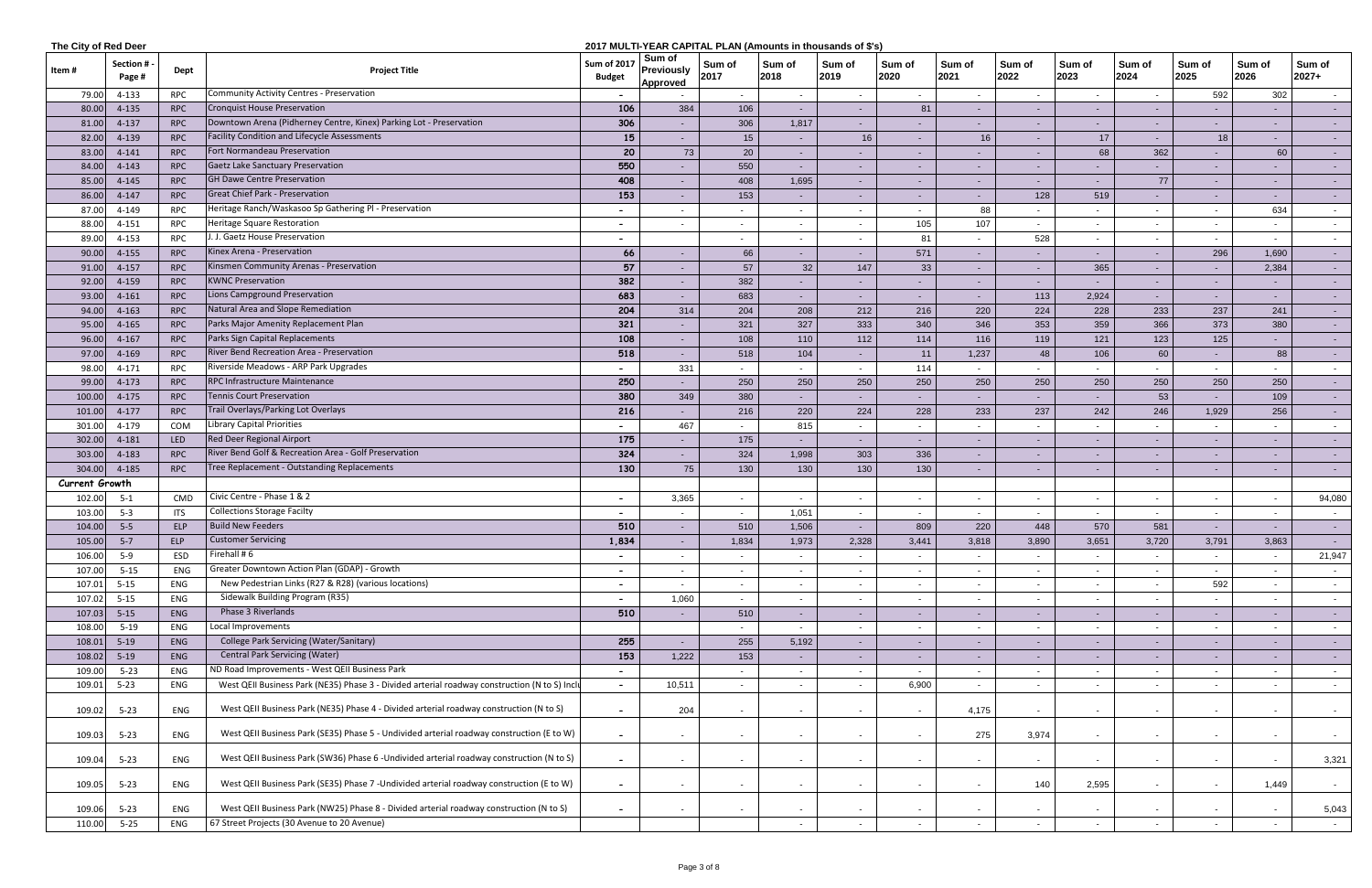**The City of Red Deer** — **2017 MULTI-YEAR CAPITAL PLAN (Amounts in thousands of $'s)**

| Item # | Section # - Page # | Dept | Project Title | Sum of 2017 Budget | Sum of Previously Approved | Sum of 2017 | Sum of 2018 | Sum of 2019 | Sum of 2020 | Sum of 2021 | Sum of 2022 | Sum of 2023 | Sum of 2024 | Sum of 2025 | Sum of 2026 | Sum of 2027+ |
|---|---|---|---|---|---|---|---|---|---|---|---|---|---|---|---|---|
| 79.00 | 4-133 | RPC | Community Activity Centres - Preservation | - | - | - | - | - | - | - | - | - | - | 592 | 302 | - |
| 80.00 | 4-135 | RPC | Cronquist House Preservation | 106 | 384 | 106 | - | - | 81 | - | - | - | - | - | - | - |
| 81.00 | 4-137 | RPC | Downtown Arena (Pidherney Centre, Kinex) Parking Lot - Preservation | 306 | - | 306 | 1,817 | - | - | - | - | - | - | - | - | - |
| 82.00 | 4-139 | RPC | Facility Condition and Lifecycle Assessments | 15 | - | 15 | - | 16 | - | 16 | - | 17 | - | 18 | - | - |
| 83.00 | 4-141 | RPC | Fort Normandeau Preservation | 20 | 73 | 20 | - | - | - | - | - | 68 | 362 | - | 60 | - |
| 84.00 | 4-143 | RPC | Gaetz Lake Sanctuary Preservation | 550 | - | 550 | - | - | - | - | - | - | - | - | - | - |
| 85.00 | 4-145 | RPC | GH Dawe Centre Preservation | 408 | - | 408 | 1,695 | - | - | - | - | - | 77 | - | - | - |
| 86.00 | 4-147 | RPC | Great Chief Park - Preservation | 153 | - | 153 | - | - | - | - | 128 | 519 | - | - | - | - |
| 87.00 | 4-149 | RPC | Heritage Ranch/Waskasoo Sp Gathering Pl - Preservation | - | - | - | - | - | - | 88 | - | - | - | - | 634 | - |
| 88.00 | 4-151 | RPC | Heritage Square Restoration | - | - | - | - | - | 105 | 107 | - | - | - | - | - | - |
| 89.00 | 4-153 | RPC | J. J. Gaetz House Preservation | - | | - | - | - | 81 | - | 528 | - | - | - | - | - |
| 90.00 | 4-155 | RPC | Kinex Arena - Preservation | 66 | - | 66 | - | - | 571 | - | - | - | - | 296 | 1,690 | - |
| 91.00 | 4-157 | RPC | Kinsmen Community Arenas - Preservation | 57 | - | 57 | 32 | 147 | 33 | - | - | 365 | - | - | 2,384 | - |
| 92.00 | 4-159 | RPC | KWNC Preservation | 382 | - | 382 | - | - | - | - | - | - | - | - | - | - |
| 93.00 | 4-161 | RPC | Lions Campground Preservation | 683 | - | 683 | - | - | - | - | 113 | 2,924 | - | - | - | - |
| 94.00 | 4-163 | RPC | Natural Area and Slope Remediation | 204 | 314 | 204 | 208 | 212 | 216 | 220 | 224 | 228 | 233 | 237 | 241 | - |
| 95.00 | 4-165 | RPC | Parks Major Amenity Replacement Plan | 321 | - | 321 | 327 | 333 | 340 | 346 | 353 | 359 | 366 | 373 | 380 | - |
| 96.00 | 4-167 | RPC | Parks Sign Capital Replacements | 108 | - | 108 | 110 | 112 | 114 | 116 | 119 | 121 | 123 | 125 | - | - |
| 97.00 | 4-169 | RPC | River Bend Recreation Area - Preservation | 518 | - | 518 | 104 | - | 11 | 1,237 | 48 | 106 | 60 | - | 88 | - |
| 98.00 | 4-171 | RPC | Riverside Meadows - ARP Park Upgrades | - | 331 | - | - | - | 114 | - | - | - | - | - | - | - |
| 99.00 | 4-173 | RPC | RPC Infrastructure Maintenance | 250 | - | 250 | 250 | 250 | 250 | 250 | 250 | 250 | 250 | 250 | 250 | - |
| 100.00 | 4-175 | RPC | Tennis Court Preservation | 380 | 349 | 380 | - | - | - | - | - | - | 53 | - | 109 | - |
| 101.00 | 4-177 | RPC | Trail Overlays/Parking Lot Overlays | 216 | - | 216 | 220 | 224 | 228 | 233 | 237 | 242 | 246 | 1,929 | 256 | - |
| 301.00 | 4-179 | COM | Library Capital Priorities | - | 467 | - | 815 | - | - | - | - | - | - | - | - | - |
| 302.00 | 4-181 | LED | Red Deer Regional Airport | 175 | - | 175 | - | - | - | - | - | - | - | - | - | - |
| 303.00 | 4-183 | RPC | River Bend Golf & Recreation Area - Golf Preservation | 324 | - | 324 | 1,998 | 303 | 336 | - | - | - | - | - | - | - |
| 304.00 | 4-185 | RPC | Tree Replacement - Outstanding Replacements | 130 | 75 | 130 | 130 | 130 | 130 | - | - | - | - | - | - | - |
| **Current Growth** | | | | | | | | | | | | | | | | |
| 102.00 | 5-1 | CMD | Civic Centre - Phase 1 & 2 | - | 3,365 | - | - | - | - | - | - | - | - | - | - | 94,080 |
| 103.00 | 5-3 | ITS | Collections Storage Facilty | - | - | - | 1,051 | - | - | - | - | - | - | - | - | - |
| 104.00 | 5-5 | ELP | Build New Feeders | 510 | - | 510 | 1,506 | - | 809 | 220 | 448 | 570 | 581 | - | - | - |
| 105.00 | 5-7 | ELP | Customer Servicing | 1,834 | - | 1,834 | 1,973 | 2,328 | 3,441 | 3,818 | 3,890 | 3,651 | 3,720 | 3,791 | 3,863 | - |
| 106.00 | 5-9 | ESD | Firehall # 6 | - | - | - | - | - | - | - | - | - | - | - | - | 21,947 |
| 107.00 | 5-15 | ENG | Greater Downtown Action Plan (GDAP) - Growth | - | - | - | - | - | - | - | - | - | - | - | - | - |
| 107.01 | 5-15 | ENG | New Pedestrian Links (R27 & R28) (various locations) | - | - | - | - | - | - | - | - | - | - | 592 | - | - |
| 107.02 | 5-15 | ENG | Sidewalk Building Program (R35) | - | 1,060 | - | - | - | - | - | - | - | - | - | - | - |
| 107.03 | 5-15 | ENG | Phase 3 Riverlands | 510 | - | 510 | - | - | - | - | - | - | - | - | - | - |
| 108.00 | 5-19 | ENG | Local Improvements | | | - | - | - | - | - | - | - | - | - | - | - |
| 108.01 | 5-19 | ENG | College Park Servicing (Water/Sanitary) | 255 | - | 255 | 5,192 | - | - | - | - | - | - | - | - | - |
| 108.02 | 5-19 | ENG | Central Park Servicing (Water) | 153 | 1,222 | 153 | - | - | - | - | - | - | - | - | - | - |
| 109.00 | 5-23 | ENG | ND Road Improvements - West QEII Business Park | - | | - | - | - | - | - | - | - | - | - | - | - |
| 109.01 | 5-23 | ENG | West QEII Business Park (NE35) Phase 3 - Divided arterial roadway construction (N to S) Inclu | - | 10,511 | - | - | - | 6,900 | - | - | - | - | - | - | - |
| 109.02 | 5-23 | ENG | West QEII Business Park (NE35) Phase 4 - Divided arterial roadway construction (N to S) | - | 204 | - | - | - | - | 4,175 | - | - | - | - | - | - |
| 109.03 | 5-23 | ENG | West QEII Business Park (SE35) Phase 5 - Undivided arterial roadway construction (E to W) | - | - | - | - | - | - | 275 | 3,974 | - | - | - | - | - |
| 109.04 | 5-23 | ENG | West QEII Business Park (SW36) Phase 6 -Undivided arterial roadway construction (N to S) | - | - | - | - | - | - | - | - | - | - | - | - | 3,321 |
| 109.05 | 5-23 | ENG | West QEII Business Park (SE35) Phase 7 -Undivided arterial roadway construction (E to W) | - | - | - | - | - | - | - | 140 | 2,595 | - | - | 1,449 | - |
| 109.06 | 5-23 | ENG | West QEII Business Park (NW25) Phase 8 - Divided arterial roadway construction (N to S) | - | - | - | - | - | - | - | - | - | - | - | - | 5,043 |
| 110.00 | 5-25 | ENG | 67 Street Projects (30 Avenue to 20 Avenue) | | | | - | - | - | - | - | - | - | - | - | - |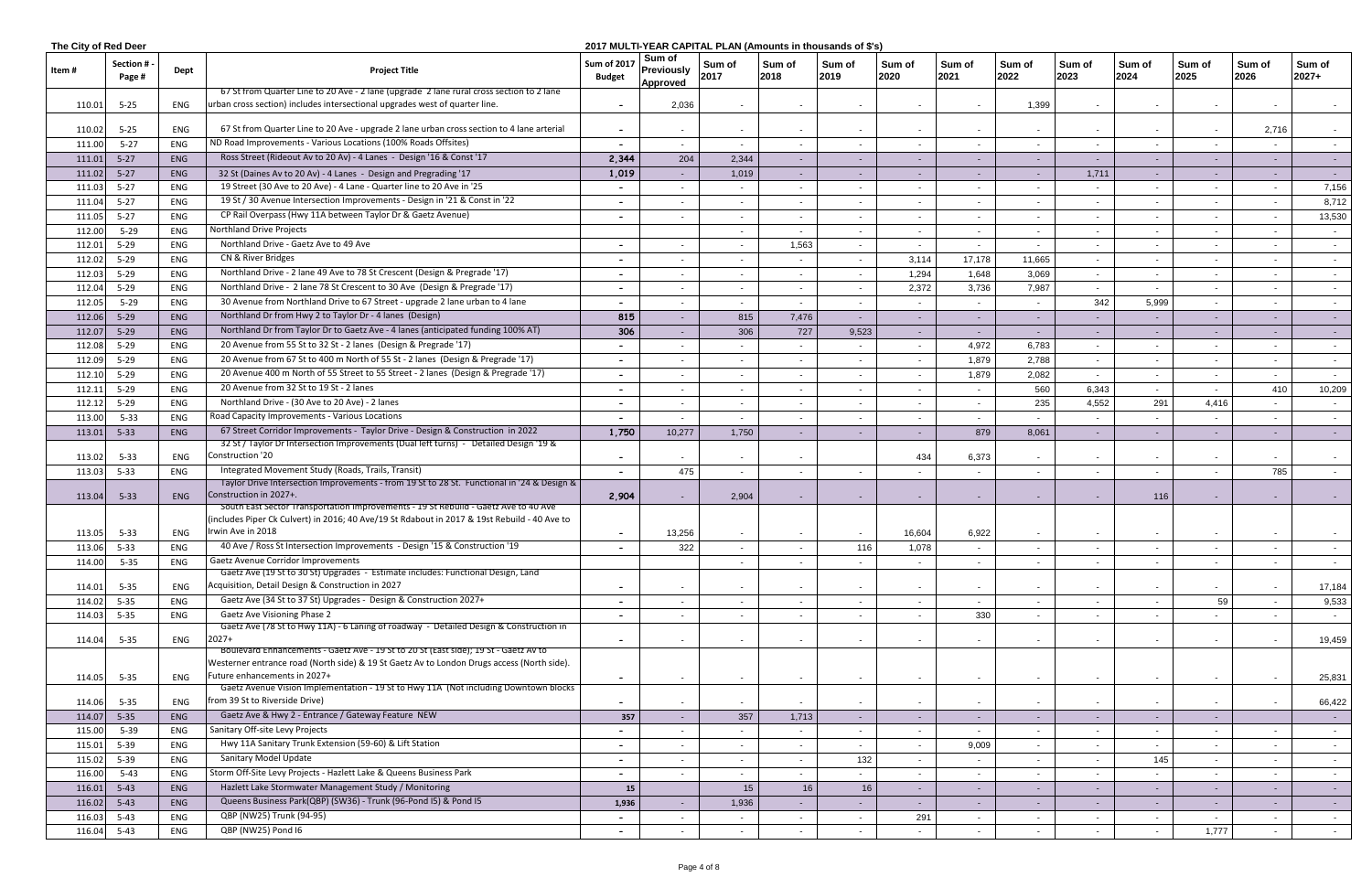The City of Red Deer

**2017 MULTI-YEAR CAPITAL PLAN (Amounts in thousands of $'s)**

| Item # | Section # - Page # | Dept | Project Title | Sum of 2017 Budget | Sum of Previously Approved | Sum of 2017 | Sum of 2018 | Sum of 2019 | Sum of 2020 | Sum of 2021 | Sum of 2022 | Sum of 2023 | Sum of 2024 | Sum of 2025 | Sum of 2026 | Sum of 2027+ |
|---|---|---|---|---|---|---|---|---|---|---|---|---|---|---|---|---|
| 110.01 | 5-25 | ENG | 67 St from Quarter Line to 20 Ave - 2 lane (upgrade 2 lane rural cross section to 2 lane urban cross section) includes intersectional upgrades west of quarter line. | - | 2,036 | - | - | - | - | - | 1,399 | - | - | - | - | - |
| 110.02 | 5-25 | ENG | 67 St from Quarter Line to 20 Ave - upgrade 2 lane urban cross section to 4 lane arterial | - | - | - | - | - | - | - | - | - | - | - | 2,716 | - |
| 111.00 | 5-27 | ENG | ND Road Improvements - Various Locations (100% Roads Offsites) | - | - | - | - | - | - | - | - | - | - | - | - | - |
| 111.01 | 5-27 | ENG | Ross Street (Rideout Av to 20 Av) - 4 Lanes - Design '16 & Const '17 | 2,344 | 204 | 2,344 | - | - | - | - | - | - | - | - | - | - |
| 111.02 | 5-27 | ENG | 32 St (Daines Av to 20 Av) - 4 Lanes - Design and Pregrading '17 | 1,019 | - | 1,019 | - | - | - | - | - | 1,711 | - | - | - | - |
| 111.03 | 5-27 | ENG | 19 Street (30 Ave to 20 Ave) - 4 Lane - Quarter line to 20 Ave in '25 | - | - | - | - | - | - | - | - | - | - | - | - | 7,156 |
| 111.04 | 5-27 | ENG | 19 St / 30 Avenue Intersection Improvements - Design in '21 & Const in '22 | - | - | - | - | - | - | - | - | - | - | - | - | 8,712 |
| 111.05 | 5-27 | ENG | CP Rail Overpass (Hwy 11A between Taylor Dr & Gaetz Avenue) | - | - | - | - | - | - | - | - | - | - | - | - | 13,530 |
| 112.00 | 5-29 | ENG | Northland Drive Projects | | | - | - | - | - | - | - | - | - | - | - | - |
| 112.01 | 5-29 | ENG | Northland Drive - Gaetz Ave to 49 Ave | - | - | - | 1,563 | - | - | - | - | - | - | - | - | - |
| 112.02 | 5-29 | ENG | CN & River Bridges | - | - | - | - | - | 3,114 | 17,178 | 11,665 | - | - | - | - | - |
| 112.03 | 5-29 | ENG | Northland Drive - 2 lane 49 Ave to 78 St Crescent (Design & Pregrade '17) | - | - | - | - | - | 1,294 | 1,648 | 3,069 | - | - | - | - | - |
| 112.04 | 5-29 | ENG | Northland Drive - 2 lane 78 St Crescent to 30 Ave (Design & Pregrade '17) | - | - | - | - | - | 2,372 | 3,736 | 7,987 | - | - | - | - | - |
| 112.05 | 5-29 | ENG | 30 Avenue from Northland Drive to 67 Street - upgrade 2 lane urban to 4 lane | - | - | - | - | - | - | - | - | 342 | 5,999 | - | - | - |
| 112.06 | 5-29 | ENG | Northland Dr from Hwy 2 to Taylor Dr - 4 lanes (Design) | 815 | - | 815 | 7,476 | - | - | - | - | - | - | - | - | - |
| 112.07 | 5-29 | ENG | Northland Dr from Taylor Dr to Gaetz Ave - 4 lanes (anticipated funding 100% AT) | 306 | - | 306 | 727 | 9,523 | - | - | - | - | - | - | - | - |
| 112.08 | 5-29 | ENG | 20 Avenue from 55 St to 32 St - 2 lanes (Design & Pregrade '17) | - | - | - | - | - | - | 4,972 | 6,783 | - | - | - | - | - |
| 112.09 | 5-29 | ENG | 20 Avenue from 67 St to 400 m North of 55 St - 2 lanes (Design & Pregrade '17) | - | - | - | - | - | - | 1,879 | 2,788 | - | - | - | - | - |
| 112.10 | 5-29 | ENG | 20 Avenue 400 m North of 55 Street to 55 Street - 2 lanes (Design & Pregrade '17) | - | - | - | - | - | - | 1,879 | 2,082 | - | - | - | - | - |
| 112.11 | 5-29 | ENG | 20 Avenue from 32 St to 19 St - 2 lanes | - | - | - | - | - | - | - | 560 | 6,343 | - | - | 410 | 10,209 |
| 112.12 | 5-29 | ENG | Northland Drive - (30 Ave to 20 Ave) - 2 lanes | - | - | - | - | - | - | - | 235 | 4,552 | 291 | 4,416 | - | - |
| 113.00 | 5-33 | ENG | Road Capacity Improvements - Various Locations | - | - | - | - | - | - | - | - | - | - | - | - | - |
| 113.01 | 5-33 | ENG | 67 Street Corridor Improvements - Taylor Drive - Design & Construction in 2022 | 1,750 | 10,277 | 1,750 | - | - | - | 879 | 8,061 | - | - | - | - | - |
| 113.02 | 5-33 | ENG | 32 St / Taylor Dr Intersection Improvements (Dual left turns) - Detailed Design '19 & Construction '20 | - | - | - | - | | 434 | 6,373 | - | - | - | - | - | - |
| 113.03 | 5-33 | ENG | Integrated Movement Study (Roads, Trails, Transit) | - | 475 | - | - | - | - | - | - | - | - | - | 785 | - |
| 113.04 | 5-33 | ENG | Taylor Drive Intersection Improvements - from 19 St to 28 St. Functional in '24 & Design & Construction in 2027+. | 2,904 | - | 2,904 | - | - | - | - | - | - | 116 | - | - | - |
| 113.05 | 5-33 | ENG | South East Sector Transportation Improvements - 19 St Rebuild - Gaetz Ave to 40 Ave (includes Piper Ck Culvert) in 2016; 40 Ave/19 St Rdabout in 2017 & 19st Rebuild - 40 Ave to Irwin Ave in 2018 | - | 13,256 | - | - | - | 16,604 | 6,922 | - | - | - | - | - | - |
| 113.06 | 5-33 | ENG | 40 Ave / Ross St Intersection Improvements - Design '15 & Construction '19 | - | 322 | - | - | 116 | 1,078 | - | - | - | - | - | - | - |
| 114.00 | 5-35 | ENG | Gaetz Avenue Corridor Improvements | | | - | - | - | - | - | - | - | - | - | - | - |
| 114.01 | 5-35 | ENG | Gaetz Ave (19 St to 30 St) Upgrades - Estimate includes: Functional Design, Land Acquisition, Detail Design & Construction in 2027 | - | - | - | - | - | - | - | - | - | - | - | - | 17,184 |
| 114.02 | 5-35 | ENG | Gaetz Ave (34 St to 37 St) Upgrades - Design & Construction 2027+ | - | - | - | - | - | - | - | - | - | - | 59 | - | 9,533 |
| 114.03 | 5-35 | ENG | Gaetz Ave Visioning Phase 2 | - | - | - | - | - | - | 330 | - | - | - | - | - | - |
| 114.04 | 5-35 | ENG | Gaetz Ave (78 St to Hwy 11A) - 6 Laning of roadway - Detailed Design & Construction in 2027+ | - | - | - | - | - | - | - | - | - | - | - | - | 19,459 |
| 114.05 | 5-35 | ENG | Boulevard Enhancements - Gaetz Ave - 19 St to 20 St (East side); 19 St - Gaetz Av to Westerner entrance road (North side) & 19 St Gaetz Av to London Drugs access (North side). Future enhancements in 2027+ | - | - | - | - | - | - | - | - | - | - | - | - | 25,831 |
| 114.06 | 5-35 | ENG | Gaetz Avenue Vision Implementation - 19 St to Hwy 11A (Not including Downtown blocks from 39 St to Riverside Drive) | - | - | - | - | - | - | - | - | - | - | - | - | 66,422 |
| 114.07 | 5-35 | ENG | Gaetz Ave & Hwy 2 - Entrance / Gateway Feature NEW | 357 | - | 357 | 1,713 | - | - | - | - | - | - | - | - | - |
| 115.00 | 5-39 | ENG | Sanitary Off-site Levy Projects | - | - | - | - | - | - | - | - | - | - | - | - | - |
| 115.01 | 5-39 | ENG | Hwy 11A Sanitary Trunk Extension (59-60) & Lift Station | - | - | - | - | - | - | 9,009 | - | - | - | - | - | - |
| 115.02 | 5-39 | ENG | Sanitary Model Update | - | - | - | - | 132 | - | - | - | - | 145 | - | - | - |
| 116.00 | 5-43 | ENG | Storm Off-Site Levy Projects - Hazlett Lake & Queens Business Park | - | - | - | - | - | - | - | - | - | - | - | - | - |
| 116.01 | 5-43 | ENG | Hazlett Lake Stormwater Management Study / Monitoring | 15 | | 15 | 16 | 16 | - | - | - | - | - | - | - | - |
| 116.02 | 5-43 | ENG | Queens Business Park(QBP) (SW36) - Trunk (96-Pond I5) & Pond I5 | 1,936 | - | 1,936 | - | - | - | - | - | - | - | - | - | - |
| 116.03 | 5-43 | ENG | QBP (NW25) Trunk (94-95) | - | - | - | - | - | 291 | - | - | - | - | - | - | - |
| 116.04 | 5-43 | ENG | QBP (NW25) Pond I6 | - | - | - | - | - | - | - | - | - | - | 1,777 | - | - |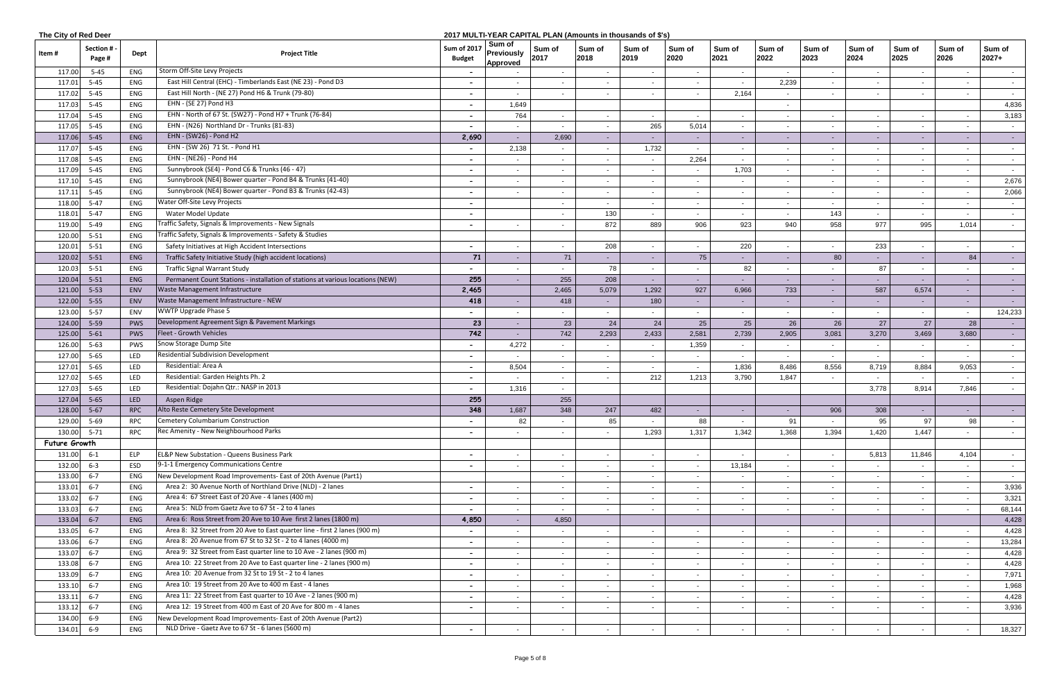**The City of Red Deer**

**2017 MULTI-YEAR CAPITAL PLAN (Amounts in thousands of $'s)**

| Item # | Section # - Page # | Dept | Project Title | Sum of 2017 Budget | Sum of Previously Approved | Sum of 2017 | Sum of 2018 | Sum of 2019 | Sum of 2020 | Sum of 2021 | Sum of 2022 | Sum of 2023 | Sum of 2024 | Sum of 2025 | Sum of 2026 | Sum of 2027+ |
|---|---|---|---|---|---|---|---|---|---|---|---|---|---|---|---|---|
| 117.00 | 5-45 | ENG | Storm Off-Site Levy Projects | - | | - | - | - | - | - | - | - | - | - | - | - |
| 117.01 | 5-45 | ENG | East Hill Central (EHC) - Timberlands East (NE 23) - Pond D3 | - | - | - | - | - | - | - | 2,239 | - | - | - | - | - |
| 117.02 | 5-45 | ENG | East Hill North - (NE 27) Pond H6 & Trunk (79-80) | - | - | - | - | - | - | 2,164 | - | - | - | - | - | - |
| 117.03 | 5-45 | ENG | EHN - (SE 27) Pond H3 | - | 1,649 | | | | | | - | | | | | 4,836 |
| 117.04 | 5-45 | ENG | EHN - North of 67 St. (SW27) - Pond H7 + Trunk (76-84) | - | 764 | - | - | - | - | - | - | - | - | - | - | 3,183 |
| 117.05 | 5-45 | ENG | EHN - (N26) Northland Dr - Trunks (81-83) | - | - | - | - | 265 | 5,014 | - | - | - | - | - | - | - |
| 117.06 | 5-45 | ENG | EHN - (SW26) - Pond H2 | 2,690 | - | 2,690 | - | - | - | - | - | - | - | - | - | - |
| 117.07 | 5-45 | ENG | EHN - (SW 26) 71 St. - Pond H1 | - | 2,138 | - | - | 1,732 | - | - | - | - | - | - | - | - |
| 117.08 | 5-45 | ENG | EHN - (NE26) - Pond H4 | - | - | - | - | - | 2,264 | - | - | - | - | - | - | - |
| 117.09 | 5-45 | ENG | Sunnybrook (SE4) - Pond C6 & Trunks (46 - 47) | - | - | - | - | - | - | 1,703 | - | - | - | - | - | - |
| 117.10 | 5-45 | ENG | Sunnybrook (NE4) Bower quarter - Pond B4 & Trunks (41-40) | - | - | - | - | - | - | - | - | - | - | - | - | 2,676 |
| 117.11 | 5-45 | ENG | Sunnybrook (NE4) Bower quarter - Pond B3 & Trunks (42-43) | - | - | - | - | - | - | - | - | - | - | - | - | 2,066 |
| 118.00 | 5-47 | ENG | Water Off-Site Levy Projects | - | | - | - | - | - | - | - | - | - | - | - | - |
| 118.01 | 5-47 | ENG | Water Model Update | - | | - | 130 | - | - | - | - | 143 | - | - | - | - |
| 119.00 | 5-49 | ENG | Traffic Safety, Signals & Improvements - New Signals | - | - | - | 872 | 889 | 906 | 923 | 940 | 958 | 977 | 995 | 1,014 | - |
| 120.00 | 5-51 | ENG | Traffic Safety, Signals & Improvements - Safety & Studies | | | | | | | | | | | | | |
| 120.01 | 5-51 | ENG | Safety Initiatives at High Accident Intersections | - | - | - | 208 | - | - | 220 | - | - | 233 | - | - | - |
| 120.02 | 5-51 | ENG | Traffic Safety Initiative Study (high accident locations) | 71 | - | 71 | - | - | 75 | - | - | 80 | - | - | 84 | - |
| 120.03 | 5-51 | ENG | Traffic Signal Warrant Study | - | - | - | 78 | - | - | 82 | - | - | 87 | - | - | - |
| 120.04 | 5-51 | ENG | Permanent Count Stations - installation of stations at various locations (NEW) | 255 | - | 255 | 208 | - | - | - | - | - | - | - | - | - |
| 121.00 | 5-53 | ENV | Waste Management Infrastructure | 2,465 | | 2,465 | 5,079 | 1,292 | 927 | 6,966 | 733 | - | 587 | 6,574 | - | - |
| 122.00 | 5-55 | ENV | Waste Management Infrastructure - NEW | 418 | - | 418 | - | 180 | - | - | - | - | - | - | - | - |
| 123.00 | 5-57 | ENV | WWTP Upgrade Phase 5 | - | - | - | - | - | - | - | - | - | - | - | - | 124,233 |
| 124.00 | 5-59 | PWS | Development Agreement Sign & Pavement Markings | 23 | - | 23 | 24 | 24 | 25 | 25 | 26 | 26 | 27 | 27 | 28 | - |
| 125.00 | 5-61 | PWS | Fleet - Growth Vehicles | 742 | - | 742 | 2,293 | 2,433 | 2,581 | 2,739 | 2,905 | 3,081 | 3,270 | 3,469 | 3,680 | - |
| 126.00 | 5-63 | PWS | Snow Storage Dump Site | - | 4,272 | - | - | - | 1,359 | - | - | - | - | - | - | - |
| 127.00 | 5-65 | LED | Residential Subdivision Development | - | - | - | - | - | - | - | - | - | - | - | - | - |
| 127.01 | 5-65 | LED | Residential: Area A | - | 8,504 | - | - | - | - | 1,836 | 8,486 | 8,556 | 8,719 | 8,884 | 9,053 | - |
| 127.02 | 5-65 | LED | Residential: Garden Heights Ph. 2 | - | - | - | - | 212 | 1,213 | 3,790 | 1,847 | - | - | - | - | - |
| 127.03 | 5-65 | LED | Residential: Dojahn Qtr.: NASP in 2013 | - | 1,316 | - | | | | | | | 3,778 | 8,914 | 7,846 | - |
| 127.04 | 5-65 | LED | Aspen Ridge | 255 | | 255 | | | | | | | | | | |
| 128.00 | 5-67 | RPC | Alto Reste Cemetery Site Development | 348 | 1,687 | 348 | 247 | 482 | - | - | - | 906 | 308 | - | - | - |
| 129.00 | 5-69 | RPC | Cemetery Columbarium Construction | - | 82 | - | 85 | - | 88 | - | 91 | - | 95 | 97 | 98 | - |
| 130.00 | 5-71 | RPC | Rec Amenity - New Neighbourhood Parks | - | - | - | - | 1,293 | 1,317 | 1,342 | 1,368 | 1,394 | 1,420 | 1,447 | - | - |
| **Future Growth** | | | | | | | | | | | | | | | | |
| 131.00 | 6-1 | ELP | EL&P New Substation - Queens Business Park | - | - | - | - | - | - | - | - | - | 5,813 | 11,846 | 4,104 | - |
| 132.00 | 6-3 | ESD | 9-1-1 Emergency Communications Centre | - | - | - | - | - | - | 13,184 | - | - | - | - | - | - |
| 133.00 | 6-7 | ENG | New Development Road Improvements- East of 20th Avenue (Part1) | | | - | - | - | - | - | - | - | - | - | - | - |
| 133.01 | 6-7 | ENG | Area 2: 30 Avenue North of Northland Drive (NLD) - 2 lanes | - | - | - | - | - | - | - | - | - | - | - | - | 3,936 |
| 133.02 | 6-7 | ENG | Area 4: 67 Street East of 20 Ave - 4 lanes (400 m) | - | - | - | - | - | - | - | - | - | - | - | - | 3,321 |
| 133.03 | 6-7 | ENG | Area 5: NLD from Gaetz Ave to 67 St - 2 to 4 lanes | - | - | - | - | - | - | - | - | - | - | - | - | 68,144 |
| 133.04 | 6-7 | ENG | Area 6: Ross Street from 20 Ave to 10 Ave first 2 lanes (1800 m) | 4,850 | - | 4,850 | | | | | | | | | | 4,428 |
| 133.05 | 6-7 | ENG | Area 8: 32 Street from 20 Ave to East quarter line - first 2 lanes (900 m) | - | - | - | - | - | - | - | - | - | - | - | - | 4,428 |
| 133.06 | 6-7 | ENG | Area 8: 20 Avenue from 67 St to 32 St - 2 to 4 lanes (4000 m) | - | - | - | - | - | - | - | - | - | - | - | - | 13,284 |
| 133.07 | 6-7 | ENG | Area 9: 32 Street from East quarter line to 10 Ave - 2 lanes (900 m) | - | - | - | - | - | - | - | - | - | - | - | - | 4,428 |
| 133.08 | 6-7 | ENG | Area 10: 22 Street from 20 Ave to East quarter line - 2 lanes (900 m) | - | - | - | - | - | - | - | - | - | - | - | - | 4,428 |
| 133.09 | 6-7 | ENG | Area 10: 20 Avenue from 32 St to 19 St - 2 to 4 lanes | - | - | - | - | - | - | - | - | - | - | - | - | 7,971 |
| 133.10 | 6-7 | ENG | Area 10: 19 Street from 20 Ave to 400 m East - 4 lanes | - | - | - | - | - | - | - | - | - | - | - | - | 1,968 |
| 133.11 | 6-7 | ENG | Area 11: 22 Street from East quarter to 10 Ave - 2 lanes (900 m) | - | - | - | - | - | - | - | - | - | - | - | - | 4,428 |
| 133.12 | 6-7 | ENG | Area 12: 19 Street from 400 m East of 20 Ave for 800 m - 4 lanes | - | - | - | - | - | - | - | - | - | - | - | - | 3,936 |
| 134.00 | 6-9 | ENG | New Development Road Improvements- East of 20th Avenue (Part2) | | | | | | | | | | | | | |
| 134.01 | 6-9 | ENG | NLD Drive - Gaetz Ave to 67 St - 6 lanes (5600 m) | - | - | - | - | - | - | - | - | - | - | - | - | 18,327 |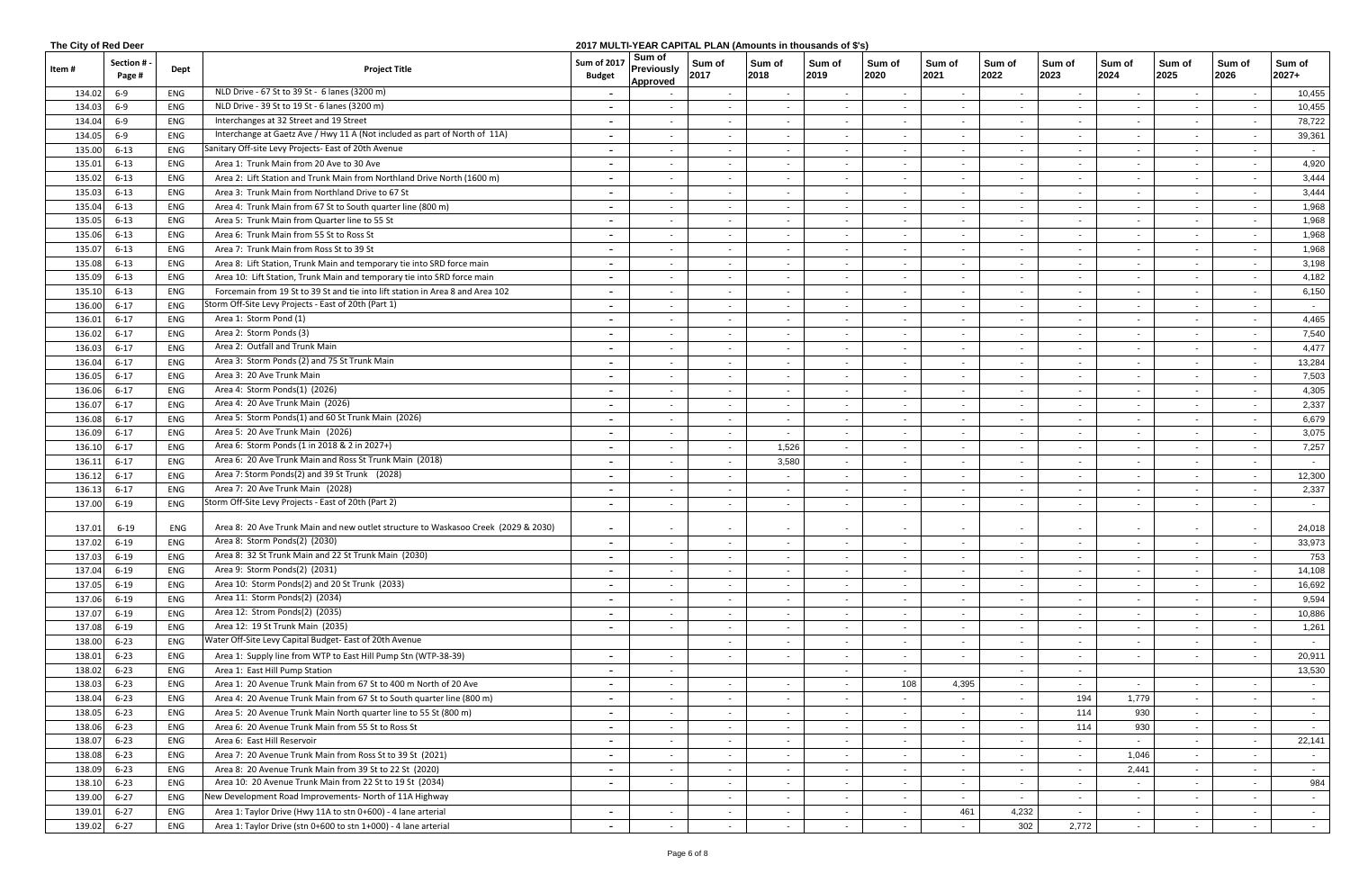**The City of Red Deer**

**2017 MULTI-YEAR CAPITAL PLAN (Amounts in thousands of $'s)**

| Item # | Section # - Page # | Dept | Project Title | Sum of 2017 Budget | Sum of Previously Approved | Sum of 2017 | Sum of 2018 | Sum of 2019 | Sum of 2020 | Sum of 2021 | Sum of 2022 | Sum of 2023 | Sum of 2024 | Sum of 2025 | Sum of 2026 | Sum of 2027+ |
|---|---|---|---|---|---|---|---|---|---|---|---|---|---|---|---|---|
| 134.02 | 6-9 | ENG | NLD Drive - 67 St to 39 St - 6 lanes (3200 m) | - | - | - | - | - | - | - | - | - | - | - | - | 10,455 |
| 134.03 | 6-9 | ENG | NLD Drive - 39 St to 19 St - 6 lanes (3200 m) | - | - | - | - | - | - | - | - | - | - | - | - | 10,455 |
| 134.04 | 6-9 | ENG | Interchanges at 32 Street and 19 Street | - | - | - | - | - | - | - | - | - | - | - | - | 78,722 |
| 134.05 | 6-9 | ENG | Interchange at Gaetz Ave / Hwy 11 A (Not included as part of North of 11A) | - | - | - | - | - | - | - | - | - | - | - | - | 39,361 |
| 135.00 | 6-13 | ENG | Sanitary Off-site Levy Projects- East of 20th Avenue | - | - | - | - | - | - | - | - | - | - | - | - | - |
| 135.01 | 6-13 | ENG | Area 1: Trunk Main from 20 Ave to 30 Ave | - | - | - | - | - | - | - | - | - | - | - | - | 4,920 |
| 135.02 | 6-13 | ENG | Area 2: Lift Station and Trunk Main from Northland Drive North (1600 m) | - | - | - | - | - | - | - | - | - | - | - | - | 3,444 |
| 135.03 | 6-13 | ENG | Area 3: Trunk Main from Northland Drive to 67 St | - | - | - | - | - | - | - | - | - | - | - | - | 3,444 |
| 135.04 | 6-13 | ENG | Area 4: Trunk Main from 67 St to South quarter line (800 m) | - | - | - | - | - | - | - | - | - | - | - | - | 1,968 |
| 135.05 | 6-13 | ENG | Area 5: Trunk Main from Quarter line to 55 St | - | - | - | - | - | - | - | - | - | - | - | - | 1,968 |
| 135.06 | 6-13 | ENG | Area 6: Trunk Main from 55 St to Ross St | - | - | - | - | - | - | - | - | - | - | - | - | 1,968 |
| 135.07 | 6-13 | ENG | Area 7: Trunk Main from Ross St to 39 St | - | - | - | - | - | - | - | - | - | - | - | - | 1,968 |
| 135.08 | 6-13 | ENG | Area 8: Lift Station, Trunk Main and temporary tie into SRD force main | - | - | - | - | - | - | - | - | - | - | - | - | 3,198 |
| 135.09 | 6-13 | ENG | Area 10: Lift Station, Trunk Main and temporary tie into SRD force main | - | - | - | - | - | - | - | - | - | - | - | - | 4,182 |
| 135.10 | 6-13 | ENG | Forcemain from 19 St to 39 St and tie into lift station in Area 8 and Area 102 | - | - | - | - | - | - | - | - | - | - | - | - | 6,150 |
| 136.00 | 6-17 | ENG | Storm Off-Site Levy Projects - East of 20th (Part 1) | - | - | - | - | - | - | - | - | - | - | - | - | - |
| 136.01 | 6-17 | ENG | Area 1: Storm Pond (1) | - | - | - | - | - | - | - | - | - | - | - | - | 4,465 |
| 136.02 | 6-17 | ENG | Area 2: Storm Ponds (3) | - | - | - | - | - | - | - | - | - | - | - | - | 7,540 |
| 136.03 | 6-17 | ENG | Area 2: Outfall and Trunk Main | - | - | - | - | - | - | - | - | - | - | - | - | 4,477 |
| 136.04 | 6-17 | ENG | Area 3: Storm Ponds (2) and 75 St Trunk Main | - | - | - | - | - | - | - | - | - | - | - | - | 13,284 |
| 136.05 | 6-17 | ENG | Area 3: 20 Ave Trunk Main | - | - | - | - | - | - | - | - | - | - | - | - | 7,503 |
| 136.06 | 6-17 | ENG | Area 4: Storm Ponds(1) (2026) | - | - | - | - | - | - | - | - | - | - | - | - | 4,305 |
| 136.07 | 6-17 | ENG | Area 4: 20 Ave Trunk Main (2026) | - | - | - | - | - | - | - | - | - | - | - | - | 2,337 |
| 136.08 | 6-17 | ENG | Area 5: Storm Ponds(1) and 60 St Trunk Main (2026) | - | - | - | - | - | - | - | - | - | - | - | - | 6,679 |
| 136.09 | 6-17 | ENG | Area 5: 20 Ave Trunk Main (2026) | - | - | - | - | - | - | - | - | - | - | - | - | 3,075 |
| 136.10 | 6-17 | ENG | Area 6: Storm Ponds (1 in 2018 & 2 in 2027+) | - | - | - | 1,526 | - | - | - | - | - | - | - | - | 7,257 |
| 136.11 | 6-17 | ENG | Area 6: 20 Ave Trunk Main and Ross St Trunk Main (2018) | - | - | - | 3,580 | - | - | - | - | - | - | - | - | - |
| 136.12 | 6-17 | ENG | Area 7: Storm Ponds(2) and 39 St Trunk (2028) | - | - | - | - | - | - | - | - | - | - | - | - | 12,300 |
| 136.13 | 6-17 | ENG | Area 7: 20 Ave Trunk Main (2028) | - | - | - | - | - | - | - | - | - | - | - | - | 2,337 |
| 137.00 | 6-19 | ENG | Storm Off-Site Levy Projects - East of 20th (Part 2) | - | - | - | - | - | - | - | - | - | - | - | - | - |
| 137.01 | 6-19 | ENG | Area 8: 20 Ave Trunk Main and new outlet structure to Waskasoo Creek (2029 & 2030) | - | - | - | - | - | - | - | - | - | - | - | - | 24,018 |
| 137.02 | 6-19 | ENG | Area 8: Storm Ponds(2) (2030) | - | - | - | - | - | - | - | - | - | - | - | - | 33,973 |
| 137.03 | 6-19 | ENG | Area 8: 32 St Trunk Main and 22 St Trunk Main (2030) | - | - | - | - | - | - | - | - | - | - | - | - | 753 |
| 137.04 | 6-19 | ENG | Area 9: Storm Ponds(2) (2031) | - | - | - | - | - | - | - | - | - | - | - | - | 14,108 |
| 137.05 | 6-19 | ENG | Area 10: Storm Ponds(2) and 20 St Trunk (2033) | - | - | - | - | - | - | - | - | - | - | - | - | 16,692 |
| 137.06 | 6-19 | ENG | Area 11: Storm Ponds(2) (2034) | - | - | - | - | - | - | - | - | - | - | - | - | 9,594 |
| 137.07 | 6-19 | ENG | Area 12: Strom Ponds(2) (2035) | - | - | - | - | - | - | - | - | - | - | - | - | 10,886 |
| 137.08 | 6-19 | ENG | Area 12: 19 St Trunk Main (2035) | - | - | - | - | - | - | - | - | - | - | - | - | 1,261 |
| 138.00 | 6-23 | ENG | Water Off-Site Levy Capital Budget- East of 20th Avenue | | | - | - | - | - | - | - | - | - | - | - | - |
| 138.01 | 6-23 | ENG | Area 1: Supply line from WTP to East Hill Pump Stn (WTP-38-39) | - | - | - | - | - | - | - | - | - | - | - | - | 20,911 |
| 138.02 | 6-23 | ENG | Area 1: East Hill Pump Station | - | - | | | - | - | | - | - | | | | 13,530 |
| 138.03 | 6-23 | ENG | Area 1: 20 Avenue Trunk Main from 67 St to 400 m North of 20 Ave | - | - | - | - | - | 108 | 4,395 | - | - | - | - | - | - |
| 138.04 | 6-23 | ENG | Area 4: 20 Avenue Trunk Main from 67 St to South quarter line (800 m) | - | - | - | - | - | - | - | - | 194 | 1,779 | - | - | - |
| 138.05 | 6-23 | ENG | Area 5: 20 Avenue Trunk Main North quarter line to 55 St (800 m) | - | - | - | - | - | - | - | - | 114 | 930 | - | - | - |
| 138.06 | 6-23 | ENG | Area 6: 20 Avenue Trunk Main from 55 St to Ross St | - | - | - | - | - | - | - | - | 114 | 930 | - | - | - |
| 138.07 | 6-23 | ENG | Area 6: East Hill Reservoir | - | - | - | - | - | - | - | - | - | - | - | - | 22,141 |
| 138.08 | 6-23 | ENG | Area 7: 20 Avenue Trunk Main from Ross St to 39 St (2021) | - | - | - | - | - | - | - | - | - | 1,046 | - | - | - |
| 138.09 | 6-23 | ENG | Area 8: 20 Avenue Trunk Main from 39 St to 22 St (2020) | - | - | - | - | - | - | - | - | - | 2,441 | - | - | - |
| 138.10 | 6-23 | ENG | Area 10: 20 Avenue Trunk Main from 22 St to 19 St (2034) | - | - | - | - | - | - | - | - | - | - | - | - | 984 |
| 139.00 | 6-27 | ENG | New Development Road Improvements- North of 11A Highway | | | - | - | - | - | - | - | - | - | - | - | - |
| 139.01 | 6-27 | ENG | Area 1: Taylor Drive (Hwy 11A to stn 0+600) - 4 lane arterial | - | - | - | - | - | - | 461 | 4,232 | - | - | - | - | - |
| 139.02 | 6-27 | ENG | Area 1: Taylor Drive (stn 0+600 to stn 1+000) - 4 lane arterial | - | - | - | - | - | - | - | 302 | 2,772 | - | - | - | - |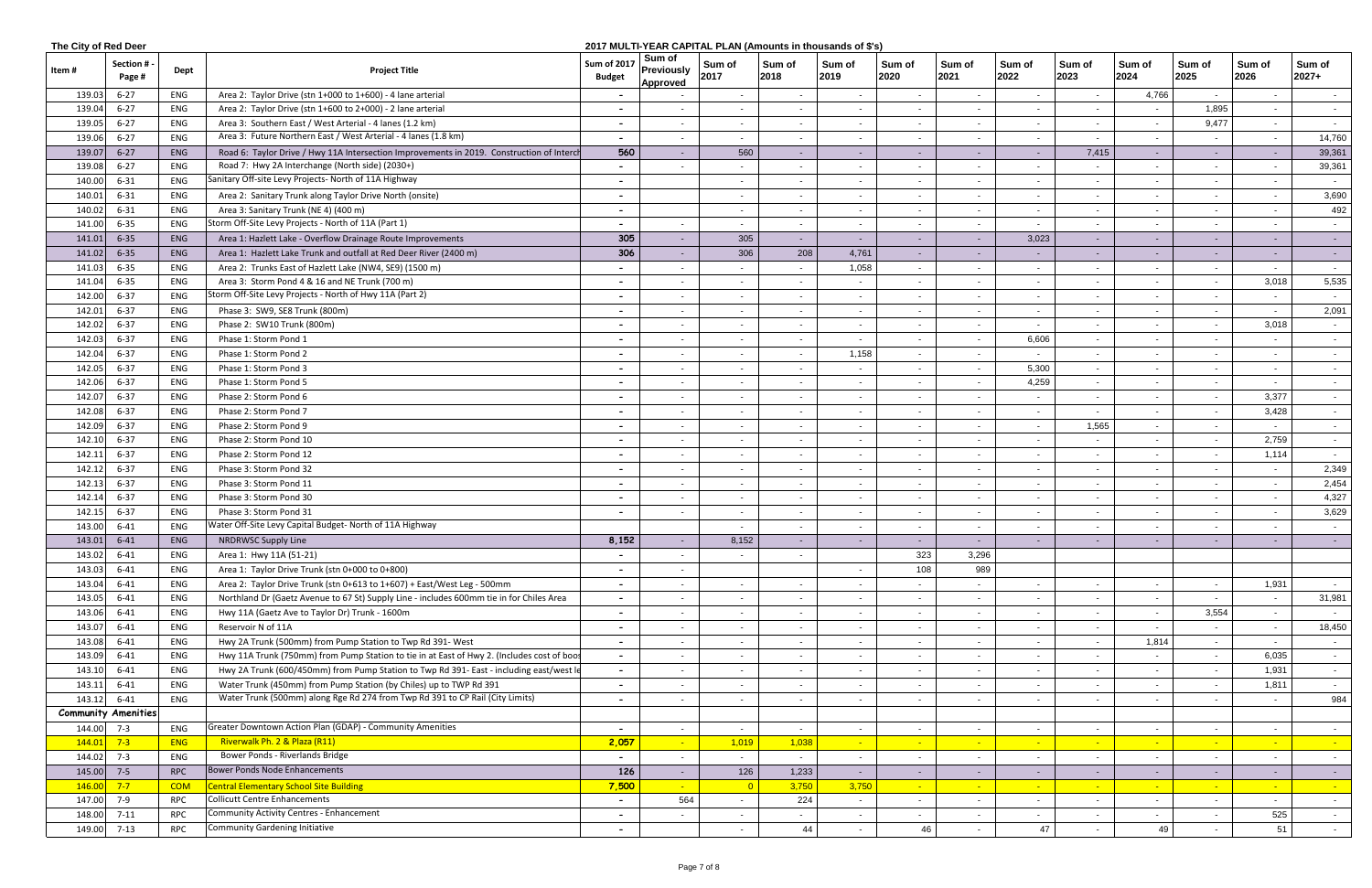The City of Red Deer

**2017 MULTI-YEAR CAPITAL PLAN (Amounts in thousands of $'s)**

| Item # | Section # - Page # | Dept | Project Title | Sum of 2017 Budget | Sum of Previously Approved | Sum of 2017 | Sum of 2018 | Sum of 2019 | Sum of 2020 | Sum of 2021 | Sum of 2022 | Sum of 2023 | Sum of 2024 | Sum of 2025 | Sum of 2026 | Sum of 2027+ |
|---|---|---|---|---|---|---|---|---|---|---|---|---|---|---|---|---|
| 139.03 | 6-27 | ENG | Area 2: Taylor Drive (stn 1+000 to 1+600) - 4 lane arterial | - | - | - | - | - | - | - | - | - | 4,766 | - | - | - |
| 139.04 | 6-27 | ENG | Area 2: Taylor Drive (stn 1+600 to 2+000) - 2 lane arterial | - | - | - | - | - | - | - | - | - | - | 1,895 | - | - |
| 139.05 | 6-27 | ENG | Area 3: Southern East / West Arterial - 4 lanes (1.2 km) | - | - | - | - | - | - | - | - | - | - | 9,477 | - | - |
| 139.06 | 6-27 | ENG | Area 3: Future Northern East / West Arterial - 4 lanes (1.8 km) | - | - | - | - | - | - | - | - | - | - | - | - | 14,760 |
| 139.07 | 6-27 | ENG | Road 6: Taylor Drive / Hwy 11A Intersection Improvements in 2019. Construction of Interch | 560 | - | 560 | - | - | - | - | - | 7,415 | - | - | - | 39,361 |
| 139.08 | 6-27 | ENG | Road 7: Hwy 2A Interchange (North side) (2030+) | - | - | - | - | - | - | - | - | - | - | - | - | 39,361 |
| 140.00 | 6-31 | ENG | Sanitary Off-site Levy Projects- North of 11A Highway | - | | - | - | - | - | - | - | - | - | - | - | - |
| 140.01 | 6-31 | ENG | Area 2: Sanitary Trunk along Taylor Drive North (onsite) | - | | - | - | - | - | - | - | - | - | - | - | 3,690 |
| 140.02 | 6-31 | ENG | Area 3: Sanitary Trunk (NE 4) (400 m) | - | | - | - | - | - | - | - | - | - | - | - | 492 |
| 141.00 | 6-35 | ENG | Storm Off-Site Levy Projects - North of 11A (Part 1) | - | - | - | - | - | - | - | - | - | - | - | - | - |
| 141.01 | 6-35 | ENG | Area 1: Hazlett Lake - Overflow Drainage Route Improvements | 305 | - | 305 | - | - | - | - | 3,023 | - | - | - | - | - |
| 141.02 | 6-35 | ENG | Area 1: Hazlett Lake Trunk and outfall at Red Deer River (2400 m) | 306 | - | 306 | 208 | 4,761 | - | - | - | - | - | - | - | - |
| 141.03 | 6-35 | ENG | Area 2: Trunks East of Hazlett Lake (NW4, SE9) (1500 m) | - | - | - | - | 1,058 | - | - | - | - | - | - | - | - |
| 141.04 | 6-35 | ENG | Area 3: Storm Pond 4 & 16 and NE Trunk (700 m) | - | - | - | - | - | - | - | - | - | - | - | 3,018 | 5,535 |
| 142.00 | 6-37 | ENG | Storm Off-Site Levy Projects - North of Hwy 11A (Part 2) | - | - | - | - | - | - | - | - | - | - | - | - | - |
| 142.01 | 6-37 | ENG | Phase 3: SW9, SE8 Trunk (800m) | - | - | - | - | - | - | - | - | - | - | - | - | 2,091 |
| 142.02 | 6-37 | ENG | Phase 2: SW10 Trunk (800m) | - | - | - | - | - | - | - | - | - | - | - | 3,018 | - |
| 142.03 | 6-37 | ENG | Phase 1: Storm Pond 1 | - | - | - | - | - | - | - | 6,606 | - | - | - | - | - |
| 142.04 | 6-37 | ENG | Phase 1: Storm Pond 2 | - | - | - | - | 1,158 | - | - | - | - | - | - | - | - |
| 142.05 | 6-37 | ENG | Phase 1: Storm Pond 3 | - | - | - | - | - | - | - | 5,300 | - | - | - | - | - |
| 142.06 | 6-37 | ENG | Phase 1: Storm Pond 5 | - | - | - | - | - | - | - | 4,259 | - | - | - | - | - |
| 142.07 | 6-37 | ENG | Phase 2: Storm Pond 6 | - | - | - | - | - | - | - | - | - | - | - | 3,377 | - |
| 142.08 | 6-37 | ENG | Phase 2: Storm Pond 7 | - | - | - | - | - | - | - | - | - | - | - | 3,428 | - |
| 142.09 | 6-37 | ENG | Phase 2: Storm Pond 9 | - | - | - | - | - | - | - | - | 1,565 | - | - | - | - |
| 142.10 | 6-37 | ENG | Phase 2: Storm Pond 10 | - | - | - | - | - | - | - | - | - | - | - | 2,759 | - |
| 142.11 | 6-37 | ENG | Phase 2: Storm Pond 12 | - | - | - | - | - | - | - | - | - | - | - | 1,114 | - |
| 142.12 | 6-37 | ENG | Phase 3: Storm Pond 32 | - | - | - | - | - | - | - | - | - | - | - | - | 2,349 |
| 142.13 | 6-37 | ENG | Phase 3: Storm Pond 11 | - | - | - | - | - | - | - | - | - | - | - | - | 2,454 |
| 142.14 | 6-37 | ENG | Phase 3: Storm Pond 30 | - | - | - | - | - | - | - | - | - | - | - | - | 4,327 |
| 142.15 | 6-37 | ENG | Phase 3: Storm Pond 31 | - | - | - | - | - | - | - | - | - | - | - | - | 3,629 |
| 143.00 | 6-41 | ENG | Water Off-Site Levy Capital Budget- North of 11A Highway | | | - | - | - | - | - | - | - | - | - | - | - |
| 143.01 | 6-41 | ENG | NRDRWSC Supply Line | 8,152 | - | 8,152 | - | - | - | - | - | - | - | - | - | - |
| 143.02 | 6-41 | ENG | Area 1: Hwy 11A (51-21) | - | - | - | - | | 323 | 3,296 | | | | | | |
| 143.03 | 6-41 | ENG | Area 1: Taylor Drive Trunk (stn 0+000 to 0+800) | - | - | | | - | 108 | 989 | | | | | | |
| 143.04 | 6-41 | ENG | Area 2: Taylor Drive Trunk (stn 0+613 to 1+607) + East/West Leg - 500mm | - | - | - | - | - | - | - | - | - | - | - | 1,931 | - |
| 143.05 | 6-41 | ENG | Northland Dr (Gaetz Avenue to 67 St) Supply Line - includes 600mm tie in for Chiles Area | - | - | - | - | - | - | - | - | - | - | - | - | 31,981 |
| 143.06 | 6-41 | ENG | Hwy 11A (Gaetz Ave to Taylor Dr) Trunk - 1600m | - | - | - | - | - | - | - | - | - | - | 3,554 | - | - |
| 143.07 | 6-41 | ENG | Reservoir N of 11A | - | - | - | - | - | - | - | - | - | - | - | - | 18,450 |
| 143.08 | 6-41 | ENG | Hwy 2A Trunk (500mm) from Pump Station to Twp Rd 391- West | - | - | - | - | - | - | - | - | - | 1,814 | - | - | - |
| 143.09 | 6-41 | ENG | Hwy 11A Trunk (750mm) from Pump Station to tie in at East of Hwy 2. (Includes cost of boos | - | - | - | - | - | - | - | - | - | - | - | 6,035 | - |
| 143.10 | 6-41 | ENG | Hwy 2A Trunk (600/450mm) from Pump Station to Twp Rd 391- East - including east/west le | - | - | - | - | - | - | - | - | - | - | - | 1,931 | - |
| 143.11 | 6-41 | ENG | Water Trunk (450mm) from Pump Station (by Chiles) up to TWP Rd 391 | - | - | - | - | - | - | - | - | - | - | - | 1,811 | - |
| 143.12 | 6-41 | ENG | Water Trunk (500mm) along Rge Rd 274 from Twp Rd 391 to CP Rail (City Limits) | - | - | - | - | - | - | - | - | - | - | - | - | 984 |
| **Community Amenities** | | | | | | | | | | | | | | | | |
| 144.00 | 7-3 | ENG | Greater Downtown Action Plan (GDAP) - Community Amenities | - | - | - | - | - | - | - | - | - | - | - | - | - |
| 144.01 | 7-3 | ENG | Riverwalk Ph. 2 & Plaza (R11) | 2,057 | - | 1,019 | 1,038 | - | - | - | - | - | - | - | - | - |
| 144.02 | 7-3 | ENG | Bower Ponds - Riverlands Bridge | - | - | - | - | - | - | - | - | - | - | - | - | - |
| 145.00 | 7-5 | RPC | Bower Ponds Node Enhancements | 126 | - | 126 | 1,233 | - | - | - | - | - | - | - | - | - |
| 146.00 | 7-7 | COM | Central Elementary School Site Building | 7,500 | - | 0 | 3,750 | 3,750 | - | - | - | - | - | - | - | - |
| 147.00 | 7-9 | RPC | Collicutt Centre Enhancements | - | 564 | - | 224 | - | - | - | - | - | - | - | - | - |
| 148.00 | 7-11 | RPC | Community Activity Centres - Enhancement | - | - | - | - | - | - | - | - | - | - | - | 525 | - |
| 149.00 | 7-13 | RPC | Community Gardening Initiative | - | | - | 44 | - | 46 | - | 47 | - | 49 | - | 51 | - |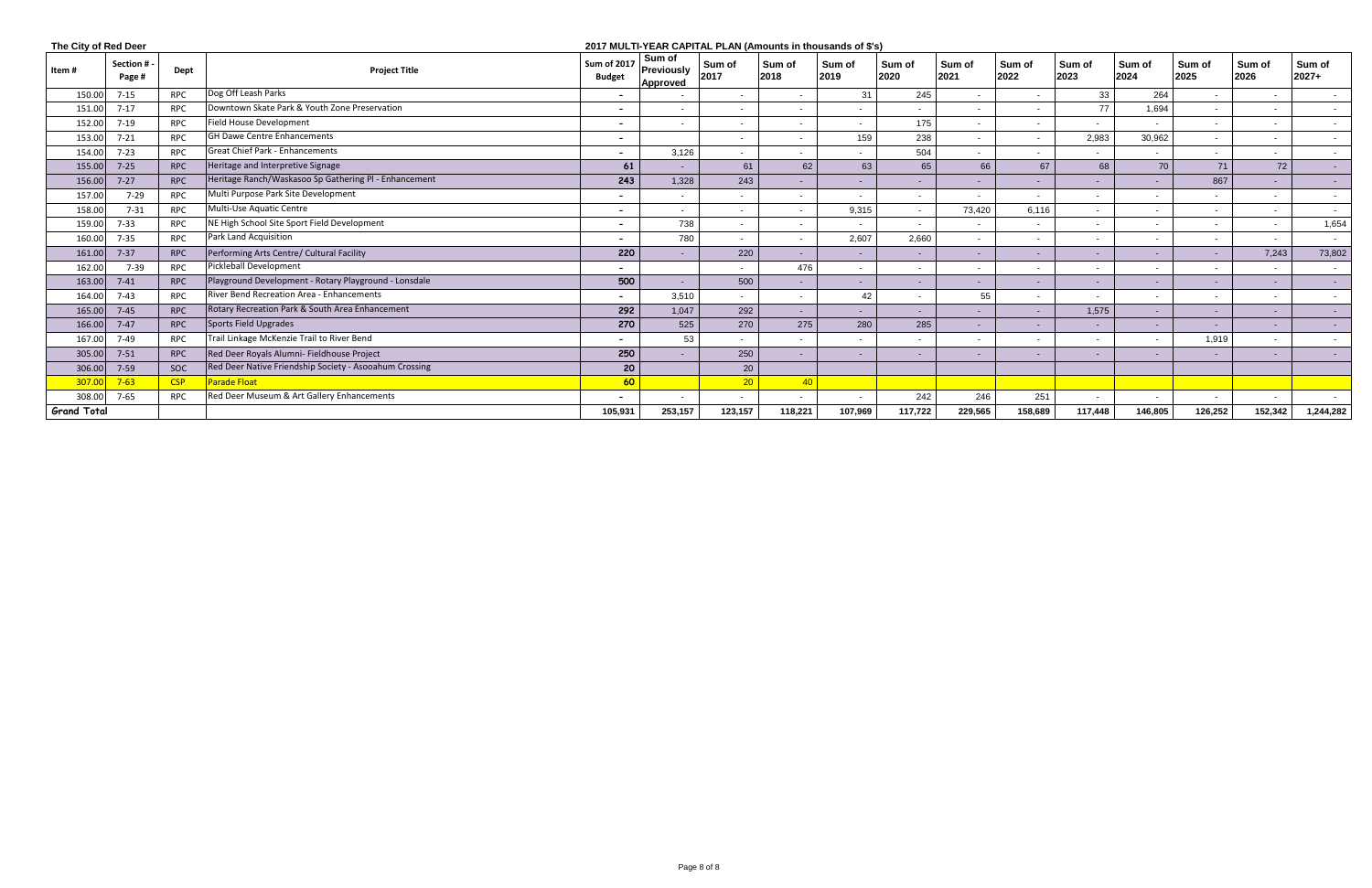The City of Red Deer

2017 MULTI-YEAR CAPITAL PLAN (Amounts in thousands of $'s)

| Item # | Section # - Page # | Dept | Project Title | Sum of 2017 Budget | Sum of Previously Approved | Sum of 2017 | Sum of 2018 | Sum of 2019 | Sum of 2020 | Sum of 2021 | Sum of 2022 | Sum of 2023 | Sum of 2024 | Sum of 2025 | Sum of 2026 | Sum of 2027+ |
|---|---|---|---|---|---|---|---|---|---|---|---|---|---|---|---|---|
| 150.00 | 7-15 | RPC | Dog Off Leash Parks | - | - | - | - | 31 | 245 | - | - | 33 | 264 | - | - | - |
| 151.00 | 7-17 | RPC | Downtown Skate Park & Youth Zone Preservation | - | - | - | - | - | - | - | - | 77 | 1,694 | - | - | - |
| 152.00 | 7-19 | RPC | Field House Development | - | - | - | - | - | 175 | - | - | - | - | - | - | - |
| 153.00 | 7-21 | RPC | GH Dawe Centre Enhancements | - | | - | - | 159 | 238 | - | - | 2,983 | 30,962 | - | - | - |
| 154.00 | 7-23 | RPC | Great Chief Park - Enhancements | - | 3,126 | - | - | - | 504 | - | - | - | - | - | - | - |
| 155.00 | 7-25 | RPC | Heritage and Interpretive Signage | 61 | - | 61 | 62 | 63 | 65 | 66 | 67 | 68 | 70 | 71 | 72 | - |
| 156.00 | 7-27 | RPC | Heritage Ranch/Waskasoo Sp Gathering Pl - Enhancement | 243 | 1,328 | 243 | - | - | - | - | - | - | - | 867 | - | - |
| 157.00 | 7-29 | RPC | Multi Purpose Park Site Development | - | - | - | - | - | - | - | - | - | - | - | - | - |
| 158.00 | 7-31 | RPC | Multi-Use Aquatic Centre | - | - | - | - | 9,315 | - | 73,420 | 6,116 | - | - | - | - | - |
| 159.00 | 7-33 | RPC | NE High School Site Sport Field Development | - | 738 | - | - | - | - | - | - | - | - | - | - | 1,654 |
| 160.00 | 7-35 | RPC | Park Land Acquisition | - | 780 | - | - | 2,607 | 2,660 | - | - | - | - | - | - | - |
| 161.00 | 7-37 | RPC | Performing Arts Centre/ Cultural Facility | 220 | - | 220 | - | - | - | - | - | - | - | - | 7,243 | 73,802 |
| 162.00 | 7-39 | RPC | Pickleball Development | - | | - | 476 | - | - | - | - | - | - | - | - | - |
| 163.00 | 7-41 | RPC | Playground Development - Rotary Playground - Lonsdale | 500 | - | 500 | - | - | - | - | - | - | - | - | - | - |
| 164.00 | 7-43 | RPC | River Bend Recreation Area - Enhancements | - | 3,510 | - | - | 42 | - | 55 | - | - | - | - | - | - |
| 165.00 | 7-45 | RPC | Rotary Recreation Park & South Area Enhancement | 292 | 1,047 | 292 | - | - | - | - | - | 1,575 | - | - | - | - |
| 166.00 | 7-47 | RPC | Sports Field Upgrades | 270 | 525 | 270 | 275 | 280 | 285 | - | - | - | - | - | - | - |
| 167.00 | 7-49 | RPC | Trail Linkage McKenzie Trail to River Bend | - | 53 | - | - | - | - | - | - | - | - | 1,919 | - | - |
| 305.00 | 7-51 | RPC | Red Deer Royals Alumni- Fieldhouse Project | 250 | - | 250 | - | - | - | - | - | - | - | - | - | - |
| 306.00 | 7-59 | SOC | Red Deer Native Friendship Society - Asooahum Crossing | 20 | | 20 | | | | | | | | | | |
| 307.00 | 7-63 | CSP | Parade Float | 60 | | 20 | 40 | | | | | | | | | |
| 308.00 | 7-65 | RPC | Red Deer Museum & Art Gallery Enhancements | - | - | - | - | - | 242 | 246 | 251 | - | - | - | - | - |
| Grand Total | | | | 105,931 | 253,157 | 123,157 | 118,221 | 107,969 | 117,722 | 229,565 | 158,689 | 117,448 | 146,805 | 126,252 | 152,342 | 1,244,282 |